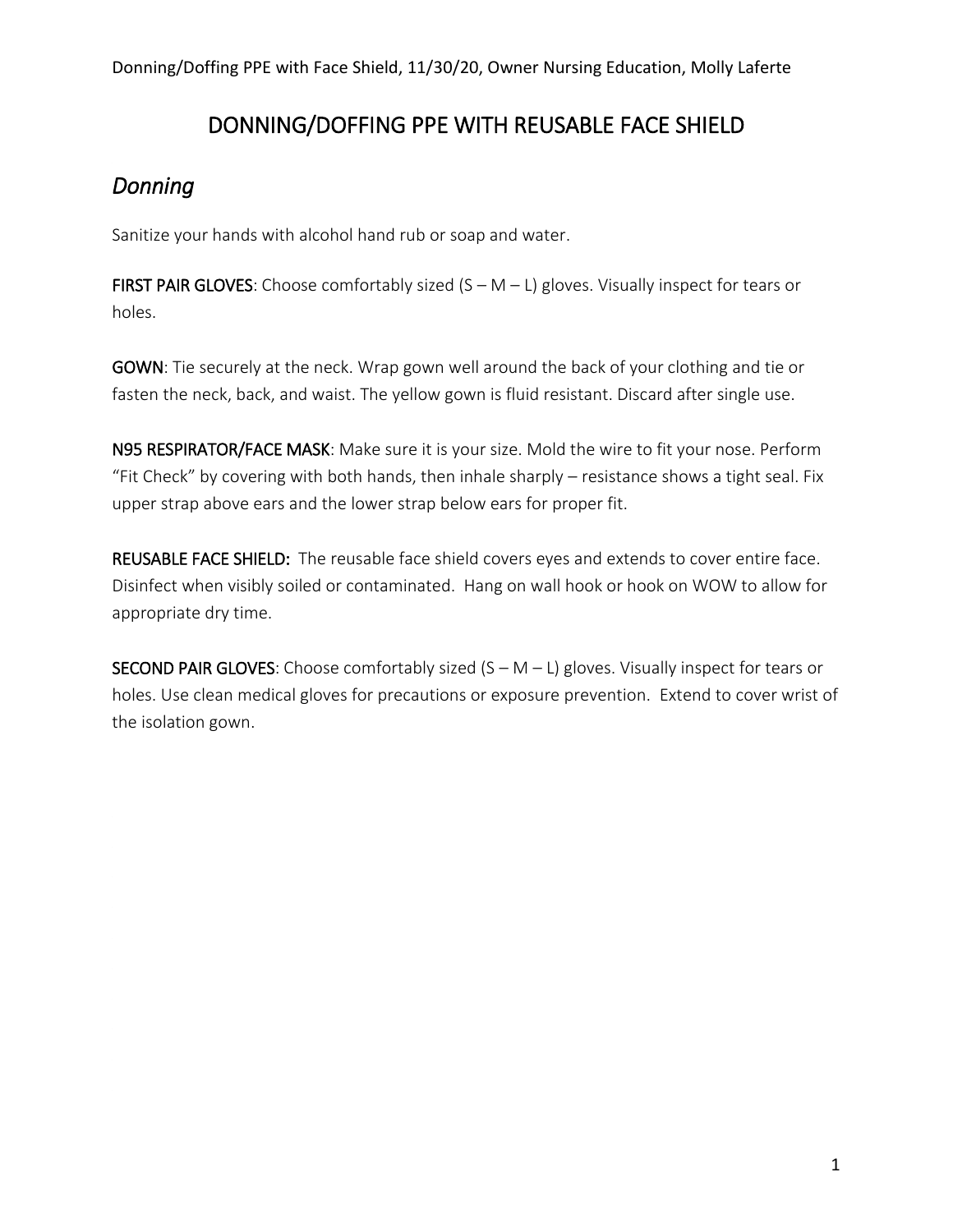# DONNING/DOFFING PPE WITH REUSABLE FACE SHIELD

## *Donning*

Sanitize your hands with alcohol hand rub or soap and water.

**FIRST PAIR GLOVES**: Choose comfortably sized (S – M – L) gloves. Visually inspect for tears or holes.

**GOWN**: Tie securely at the neck. Wrap gown well around the back of your clothing and tie or fasten the neck, back, and waist. The yellow gown is fluid resistant. Discard after single use.

**N95 RESPIRATOR/FACE MASK**: Make sure it is your size. Mold the wire to fit your nose. Perform "Fit Check" by covering with both hands, then inhale sharply – resistance shows a tight seal. Fix upper strap above ears and the lower strap below ears for proper fit.

**REUSABLE FACE SHIELD:** The reusable face shield covers eyes and extends to cover entire face. Disinfect when visibly soiled or contaminated. Hang on wall hook or hook on WOW to allow for appropriate dry time.

**SECOND PAIR GLOVES**: Choose comfortably sized (S – M – L) gloves. Visually inspect for tears or holes. Use clean medical gloves for precautions or exposure prevention. Extend to cover wrist of the isolation gown.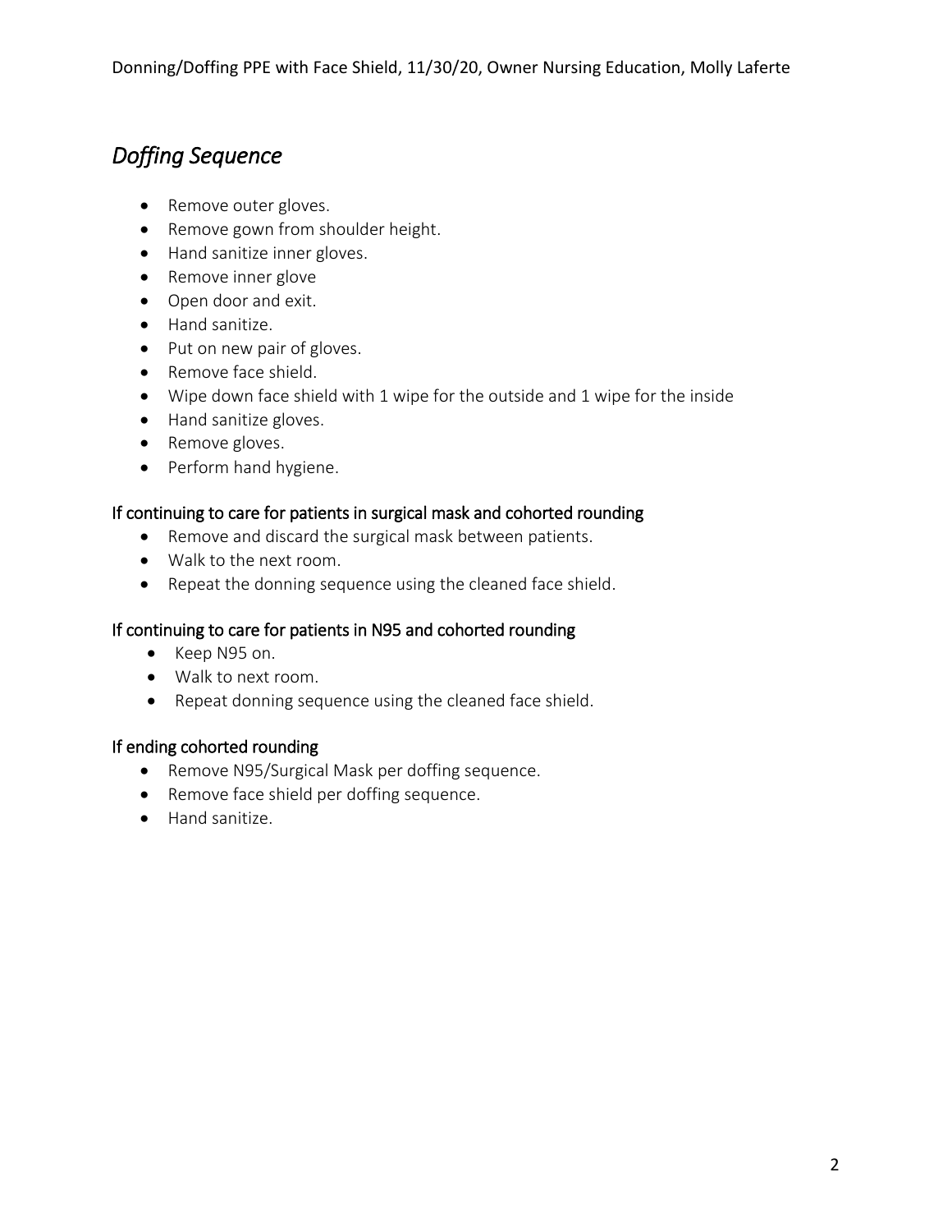## *Doffing Sequence*

- Remove outer gloves.
- Remove gown from shoulder height.
- Hand sanitize inner gloves.
- Remove inner glove
- Open door and exit.
- Hand sanitize.
- Put on new pair of gloves.
- Remove face shield.
- Wipe down face shield with 1 wipe for the outside and 1 wipe for the inside
- Hand sanitize gloves.
- Remove gloves.
- Perform hand hygiene.

### If continuing to care for patients in surgical mask and cohorted rounding

- Remove and discard the surgical mask between patients.
- Walk to the next room.
- Repeat the donning sequence using the cleaned face shield.

### If continuing to care for patients in N95 and cohorted rounding

- Keep N95 on.
- Walk to next room.
- Repeat donning sequence using the cleaned face shield.

### If ending cohorted rounding

- Remove N95/Surgical Mask per doffing sequence.
- Remove face shield per doffing sequence.
- Hand sanitize.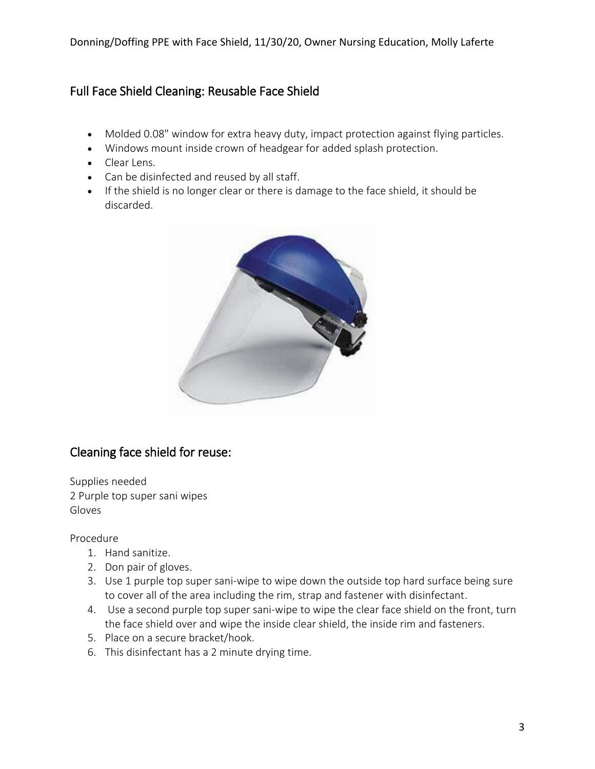## Full Face Shield Cleaning: Reusable Face Shield

- Molded 0.08" window for extra heavy duty, impact protection against flying particles.
- Windows mount inside crown of headgear for added splash protection.
- Clear Lens.
- Can be disinfected and reused by all staff.
- If the shield is no longer clear or there is damage to the face shield, it should be discarded.

## Cleaning face shield for reuse:

Supplies needed
2 Purple top super sani wipes
Gloves

Procedure

1. Hand sanitize.
2. Don pair of gloves.
3. Use 1 purple top super sani-wipe to wipe down the outside top hard surface being sure to cover all of the area including the rim, strap and fastener with disinfectant.
4. Use a second purple top super sani-wipe to wipe the clear face shield on the front, turn the face shield over and wipe the inside clear shield, the inside rim and fasteners.
5. Place on a secure bracket/hook.
6. This disinfectant has a 2 minute drying time.